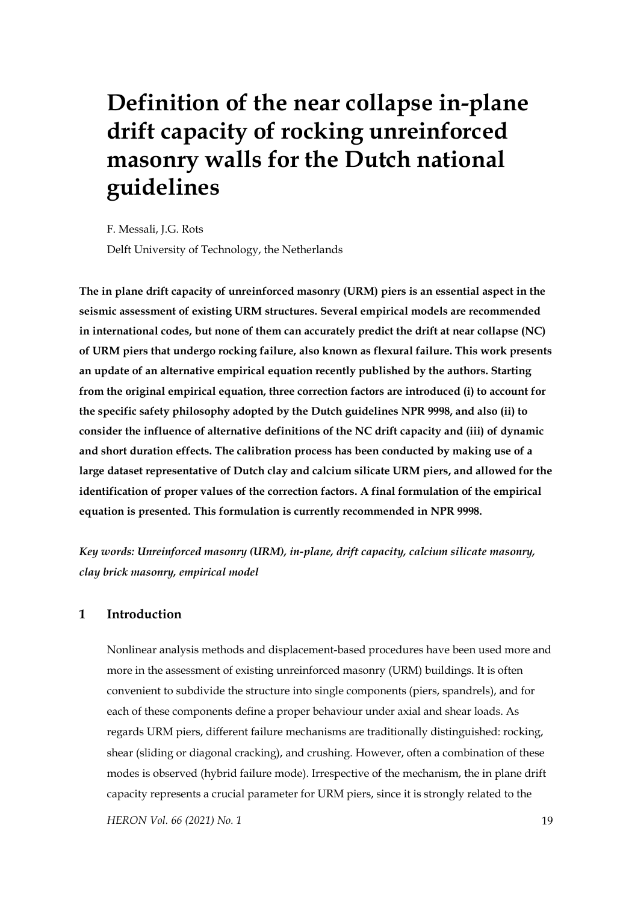# Definition of the near collapse in-plane drift capacity of rocking unreinforced masonry walls for the Dutch national guidelines

F. Messali, J.G. Rots

Delft University of Technology, the Netherlands

**The in plane drift capacity of unreinforced masonry (URM) piers is an essential aspect in the seismic assessment of existing URM structures. Several empirical models are recommended in international codes, but none of them can accurately predict the drift at near collapse (NC) of URM piers that undergo rocking failure, also known as flexural failure. This work presents an update of an alternative empirical equation recently published by the authors. Starting from the original empirical equation, three correction factors are introduced (i) to account for the specific safety philosophy adopted by the Dutch guidelines NPR 9998, and also (ii) to consider the influence of alternative definitions of the NC drift capacity and (iii) of dynamic and short duration effects. The calibration process has been conducted by making use of a large dataset representative of Dutch clay and calcium silicate URM piers, and allowed for the identification of proper values of the correction factors. A final formulation of the empirical equation is presented. This formulation is currently recommended in NPR 9998.**

*Key words: Unreinforced masonry (URM), in-plane, drift capacity, calcium silicate masonry, clay brick masonry, empirical model*

## 1 Introduction

Nonlinear analysis methods and displacement-based procedures have been used more and more in the assessment of existing unreinforced masonry (URM) buildings. It is often convenient to subdivide the structure into single components (piers, spandrels), and for each of these components define a proper behaviour under axial and shear loads. As regards URM piers, different failure mechanisms are traditionally distinguished: rocking, shear (sliding or diagonal cracking), and crushing. However, often a combination of these modes is observed (hybrid failure mode). Irrespective of the mechanism, the in plane drift capacity represents a crucial parameter for URM piers, since it is strongly related to the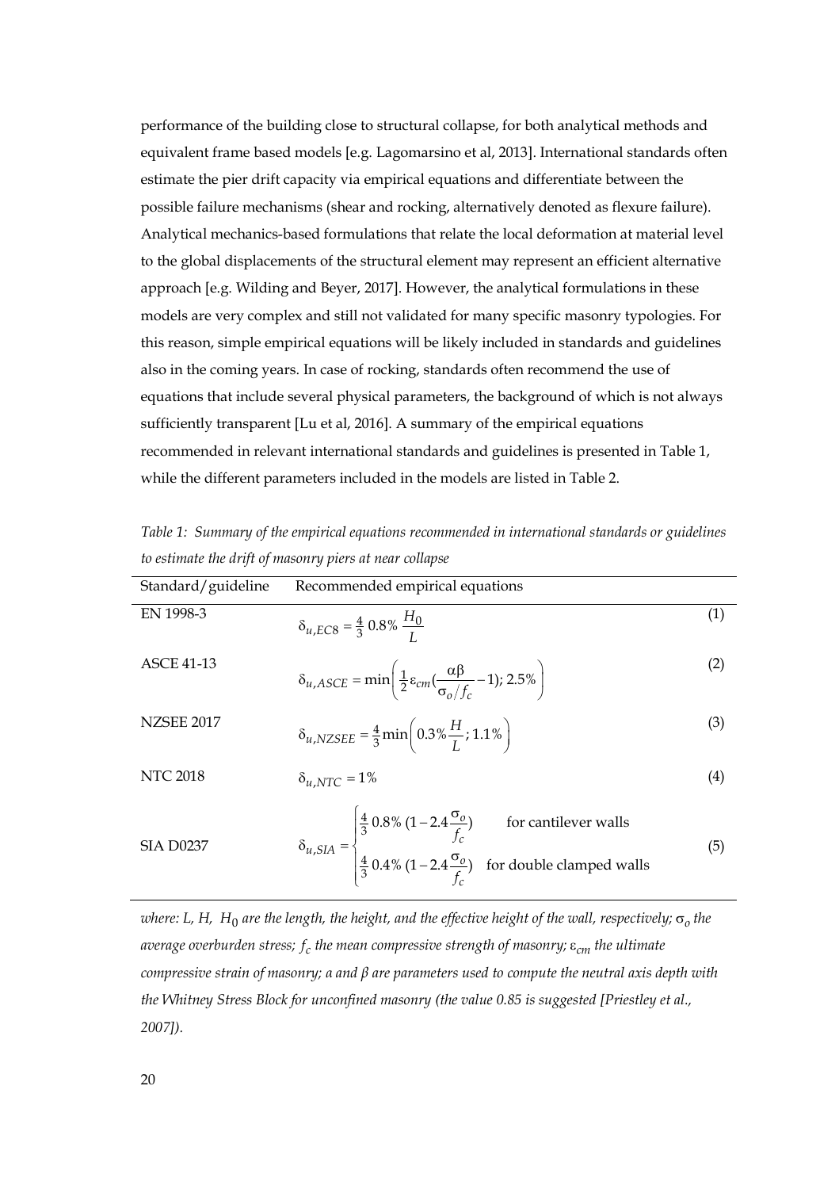performance of the building close to structural collapse, for both analytical methods and equivalent frame based models [e.g. Lagomarsino et al, 2013]. International standards often estimate the pier drift capacity via empirical equations and differentiate between the possible failure mechanisms (shear and rocking, alternatively denoted as flexure failure). Analytical mechanics-based formulations that relate the local deformation at material level to the global displacements of the structural element may represent an efficient alternative approach [e.g. Wilding and Beyer, 2017]. However, the analytical formulations in these models are very complex and still not validated for many specific masonry typologies. For this reason, simple empirical equations will be likely included in standards and guidelines also in the coming years. In case of rocking, standards often recommend the use of equations that include several physical parameters, the background of which is not always sufficiently transparent [Lu et al, 2016]. A summary of the empirical equations recommended in relevant international standards and guidelines is presented in Table 1, while the different parameters included in the models are listed in Table 2.

*Table 1: Summary of the empirical equations recommended in international standards or guidelines to estimate the drift of masonry piers at near collapse*

| Standard/guideline | Recommended empirical equations | |
|---|---|---|
| EN 1998-3 | $\delta_{u,EC8} = \frac{4}{3}\, 0.8\% \, \frac{H_0}{L}$ | (1) |
| ASCE 41-13 | $\delta_{u,ASCE} = \min\left( \frac{1}{2} \varepsilon_{cm} ( \frac{\alpha\beta}{\sigma_o / f_c} - 1 ); \, 2.5\% \right)$ | (2) |
| NZSEE 2017 | $\delta_{u,NZSEE} = \frac{4}{3} \min\left( 0.3\% \frac{H}{L}; \, 1.1\% \right)$ | (3) |
| NTC 2018 | $\delta_{u,NTC} = 1\%$ | (4) |
| SIA D0237 | $\delta_{u,SIA} = \begin{cases} \frac{4}{3}\, 0.8\% \, (1 - 2.4 \frac{\sigma_o}{f_c}) & \text{for cantilever walls} \\ \frac{4}{3}\, 0.4\% \, (1 - 2.4 \frac{\sigma_o}{f_c}) & \text{for double clamped walls} \end{cases}$ | (5) |

*where: L, H, $H_0$ are the length, the height, and the effective height of the wall, respectively; $\sigma_o$ the average overburden stress; $f_c$ the mean compressive strength of masonry; $\varepsilon_{cm}$ the ultimate compressive strain of masonry; α and β are parameters used to compute the neutral axis depth with the Whitney Stress Block for unconfined masonry (the value 0.85 is suggested [Priestley et al., 2007]).*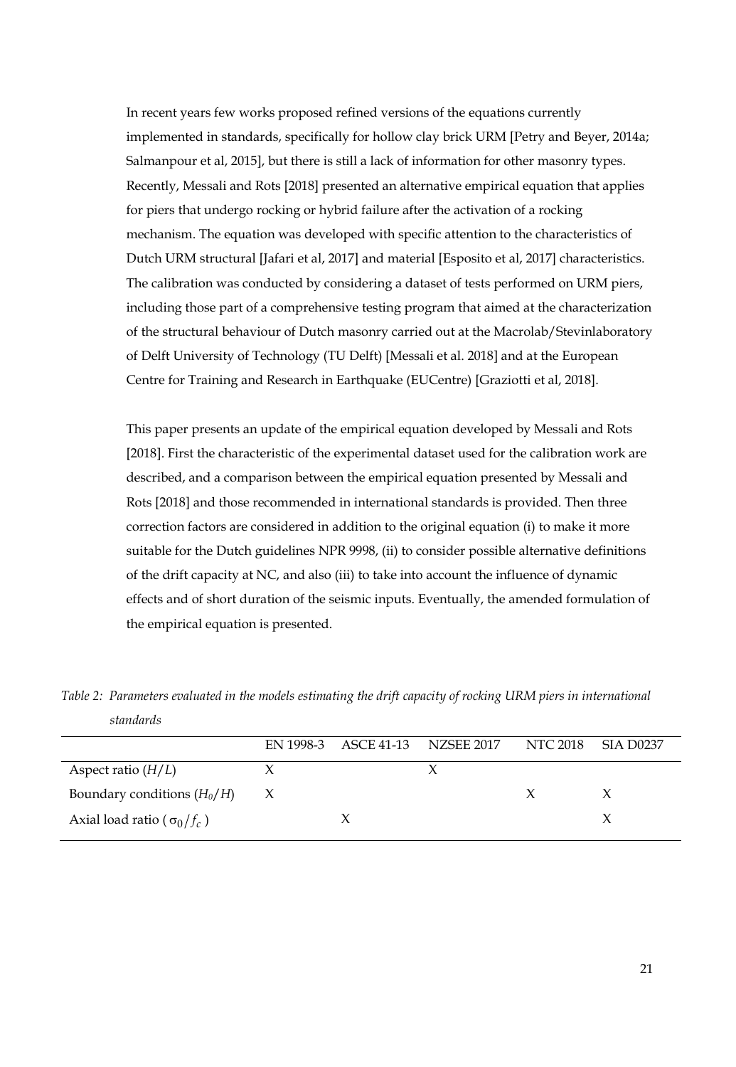In recent years few works proposed refined versions of the equations currently implemented in standards, specifically for hollow clay brick URM [Petry and Beyer, 2014a; Salmanpour et al, 2015], but there is still a lack of information for other masonry types. Recently, Messali and Rots [2018] presented an alternative empirical equation that applies for piers that undergo rocking or hybrid failure after the activation of a rocking mechanism. The equation was developed with specific attention to the characteristics of Dutch URM structural [Jafari et al, 2017] and material [Esposito et al, 2017] characteristics. The calibration was conducted by considering a dataset of tests performed on URM piers, including those part of a comprehensive testing program that aimed at the characterization of the structural behaviour of Dutch masonry carried out at the Macrolab/Stevinlaboratory of Delft University of Technology (TU Delft) [Messali et al. 2018] and at the European Centre for Training and Research in Earthquake (EUCentre) [Graziotti et al, 2018].

This paper presents an update of the empirical equation developed by Messali and Rots [2018]. First the characteristic of the experimental dataset used for the calibration work are described, and a comparison between the empirical equation presented by Messali and Rots [2018] and those recommended in international standards is provided. Then three correction factors are considered in addition to the original equation (i) to make it more suitable for the Dutch guidelines NPR 9998, (ii) to consider possible alternative definitions of the drift capacity at NC, and also (iii) to take into account the influence of dynamic effects and of short duration of the seismic inputs. Eventually, the amended formulation of the empirical equation is presented.

*Table 2: Parameters evaluated in the models estimating the drift capacity of rocking URM piers in international standards*

| | EN 1998-3 | ASCE 41-13 | NZSEE 2017 | NTC 2018 | SIA D0237 |
|---|---|---|---|---|---|
| Aspect ratio ($H/L$) | X | | X | | |
| Boundary conditions ($H_0/H$) | X | | | X | X |
| Axial load ratio ($\sigma_0/f_c$) | | X | | | X |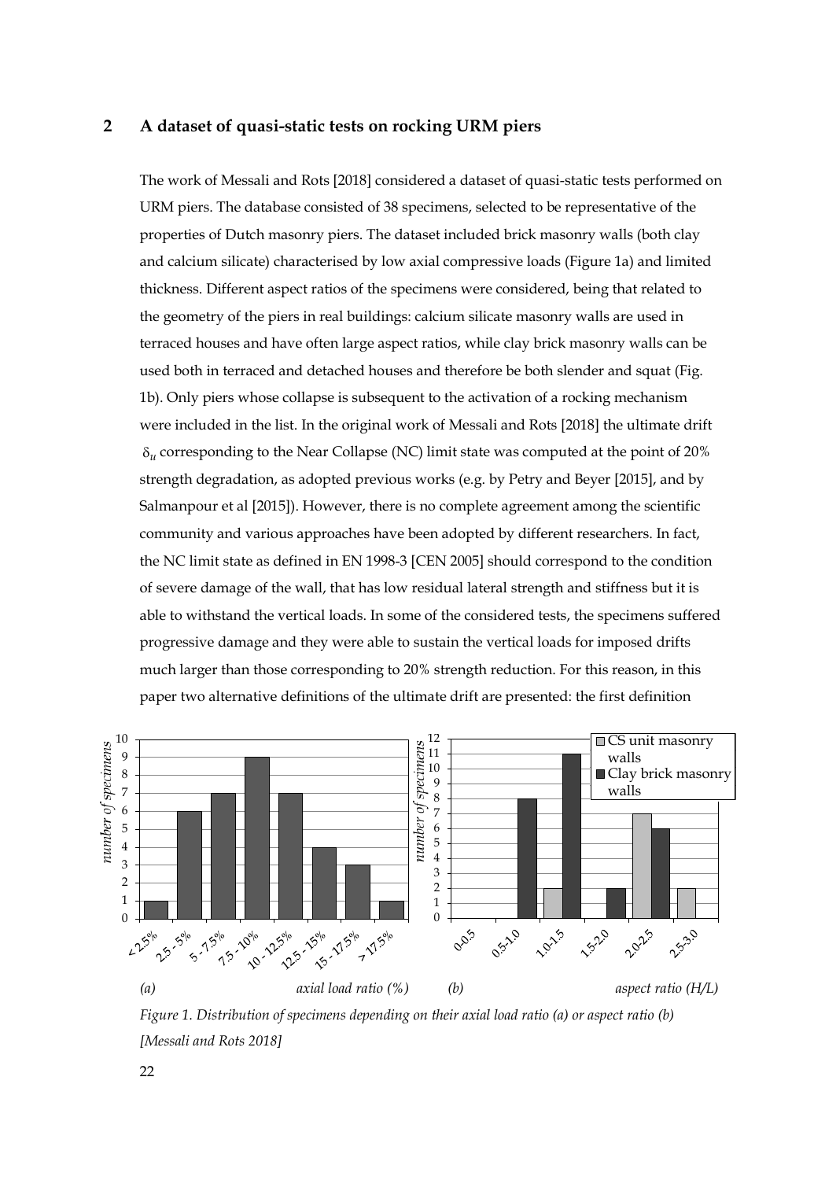## 2 A dataset of quasi-static tests on rocking URM piers

The work of Messali and Rots [2018] considered a dataset of quasi-static tests performed on URM piers. The database consisted of 38 specimens, selected to be representative of the properties of Dutch masonry piers. The dataset included brick masonry walls (both clay and calcium silicate) characterised by low axial compressive loads (Figure 1a) and limited thickness. Different aspect ratios of the specimens were considered, being that related to the geometry of the piers in real buildings: calcium silicate masonry walls are used in terraced houses and have often large aspect ratios, while clay brick masonry walls can be used both in terraced and detached houses and therefore be both slender and squat (Fig. 1b). Only piers whose collapse is subsequent to the activation of a rocking mechanism were included in the list. In the original work of Messali and Rots [2018] the ultimate drift $\delta_u$ corresponding to the Near Collapse (NC) limit state was computed at the point of 20% strength degradation, as adopted previous works (e.g. by Petry and Beyer [2015], and by Salmanpour et al [2015]). However, there is no complete agreement among the scientific community and various approaches have been adopted by different researchers. In fact, the NC limit state as defined in EN 1998-3 [CEN 2005] should correspond to the condition of severe damage of the wall, that has low residual lateral strength and stiffness but it is able to withstand the vertical loads. In some of the considered tests, the specimens suffered progressive damage and they were able to sustain the vertical loads for imposed drifts much larger than those corresponding to 20% strength reduction. For this reason, in this paper two alternative definitions of the ultimate drift are presented: the first definition

*Figure 1. Distribution of specimens depending on their axial load ratio (a) or aspect ratio (b) [Messali and Rots 2018]*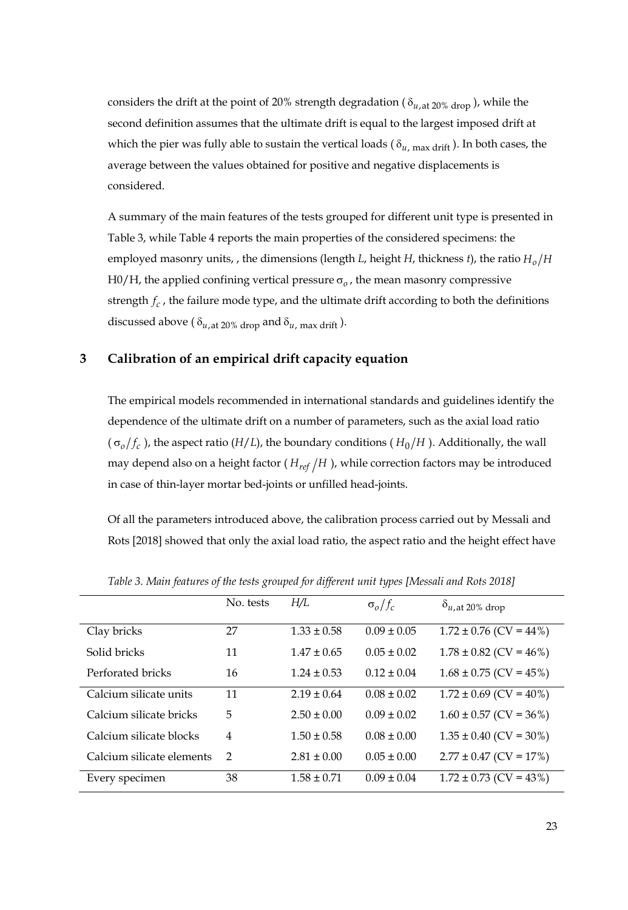considers the drift at the point of 20% strength degradation ( $\delta_{u,\text{at 20\% drop}}$ ), while the second definition assumes that the ultimate drift is equal to the largest imposed drift at which the pier was fully able to sustain the vertical loads ( $\delta_{u,\text{ max drift}}$ ). In both cases, the average between the values obtained for positive and negative displacements is considered.

A summary of the main features of the tests grouped for different unit type is presented in Table 3, while Table 4 reports the main properties of the considered specimens: the employed masonry units, , the dimensions (length $L$, height $H$, thickness $t$), the ratio $H_o/H$ H0/H, the applied confining vertical pressure $\sigma_o$ , the mean masonry compressive strength $f_c$ , the failure mode type, and the ultimate drift according to both the definitions discussed above ( $\delta_{u,\text{at 20\% drop}}$ and $\delta_{u,\text{ max drift}}$ ).

## 3 Calibration of an empirical drift capacity equation

The empirical models recommended in international standards and guidelines identify the dependence of the ultimate drift on a number of parameters, such as the axial load ratio ( $\sigma_o/f_c$ ), the aspect ratio ($H/L$), the boundary conditions ( $H_0/H$ ). Additionally, the wall may depend also on a height factor ( $H_{ref}/H$ ), while correction factors may be introduced in case of thin-layer mortar bed-joints or unfilled head-joints.

Of all the parameters introduced above, the calibration process carried out by Messali and Rots [2018] showed that only the axial load ratio, the aspect ratio and the height effect have

*Table 3. Main features of the tests grouped for different unit types [Messali and Rots 2018]*

| | No. tests | $H/L$ | $\sigma_o/f_c$ | $\delta_{u,\text{at 20\% drop}}$ |
|---|---|---|---|---|
| Clay bricks | 27 | 1.33 ± 0.58 | 0.09 ± 0.05 | 1.72 ± 0.76 (CV = 44%) |
| Solid bricks | 11 | 1.47 ± 0.65 | 0.05 ± 0.02 | 1.78 ± 0.82 (CV = 46%) |
| Perforated bricks | 16 | 1.24 ± 0.53 | 0.12 ± 0.04 | 1.68 ± 0.75 (CV = 45%) |
| Calcium silicate units | 11 | 2.19 ± 0.64 | 0.08 ± 0.02 | 1.72 ± 0.69 (CV = 40%) |
| Calcium silicate bricks | 5 | 2.50 ± 0.00 | 0.09 ± 0.02 | 1.60 ± 0.57 (CV = 36%) |
| Calcium silicate blocks | 4 | 1.50 ± 0.58 | 0.08 ± 0.00 | 1.35 ± 0.40 (CV = 30%) |
| Calcium silicate elements | 2 | 2.81 ± 0.00 | 0.05 ± 0.00 | 2.77 ± 0.47 (CV = 17%) |
| Every specimen | 38 | 1.58 ± 0.71 | 0.09 ± 0.04 | 1.72 ± 0.73 (CV = 43%) |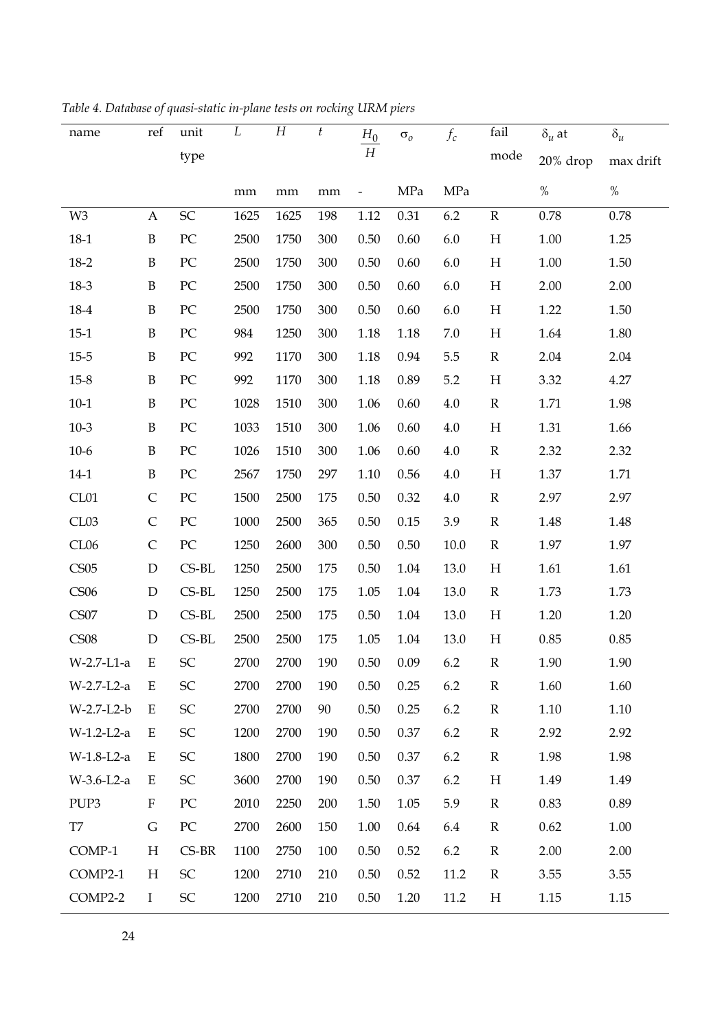*Table 4. Database of quasi-static in-plane tests on rocking URM piers*

| name | ref | unit type | $L$ | $H$ | $t$ | $\frac{H_0}{H}$ | $\sigma_o$ | $f_c$ | fail mode | $\delta_u$ at 20% drop | $\delta_u$ max drift |
|---|---|---|---|---|---|---|---|---|---|---|---|
| | | | mm | mm | mm | - | MPa | MPa | | % | % |
| W3 | A | SC | 1625 | 1625 | 198 | 1.12 | 0.31 | 6.2 | R | 0.78 | 0.78 |
| 18-1 | B | PC | 2500 | 1750 | 300 | 0.50 | 0.60 | 6.0 | H | 1.00 | 1.25 |
| 18-2 | B | PC | 2500 | 1750 | 300 | 0.50 | 0.60 | 6.0 | H | 1.00 | 1.50 |
| 18-3 | B | PC | 2500 | 1750 | 300 | 0.50 | 0.60 | 6.0 | H | 2.00 | 2.00 |
| 18-4 | B | PC | 2500 | 1750 | 300 | 0.50 | 0.60 | 6.0 | H | 1.22 | 1.50 |
| 15-1 | B | PC | 984 | 1250 | 300 | 1.18 | 1.18 | 7.0 | H | 1.64 | 1.80 |
| 15-5 | B | PC | 992 | 1170 | 300 | 1.18 | 0.94 | 5.5 | R | 2.04 | 2.04 |
| 15-8 | B | PC | 992 | 1170 | 300 | 1.18 | 0.89 | 5.2 | H | 3.32 | 4.27 |
| 10-1 | B | PC | 1028 | 1510 | 300 | 1.06 | 0.60 | 4.0 | R | 1.71 | 1.98 |
| 10-3 | B | PC | 1033 | 1510 | 300 | 1.06 | 0.60 | 4.0 | H | 1.31 | 1.66 |
| 10-6 | B | PC | 1026 | 1510 | 300 | 1.06 | 0.60 | 4.0 | R | 2.32 | 2.32 |
| 14-1 | B | PC | 2567 | 1750 | 297 | 1.10 | 0.56 | 4.0 | H | 1.37 | 1.71 |
| CL01 | C | PC | 1500 | 2500 | 175 | 0.50 | 0.32 | 4.0 | R | 2.97 | 2.97 |
| CL03 | C | PC | 1000 | 2500 | 365 | 0.50 | 0.15 | 3.9 | R | 1.48 | 1.48 |
| CL06 | C | PC | 1250 | 2600 | 300 | 0.50 | 0.50 | 10.0 | R | 1.97 | 1.97 |
| CS05 | D | CS-BL | 1250 | 2500 | 175 | 0.50 | 1.04 | 13.0 | H | 1.61 | 1.61 |
| CS06 | D | CS-BL | 1250 | 2500 | 175 | 1.05 | 1.04 | 13.0 | R | 1.73 | 1.73 |
| CS07 | D | CS-BL | 2500 | 2500 | 175 | 0.50 | 1.04 | 13.0 | H | 1.20 | 1.20 |
| CS08 | D | CS-BL | 2500 | 2500 | 175 | 1.05 | 1.04 | 13.0 | H | 0.85 | 0.85 |
| W-2.7-L1-a | E | SC | 2700 | 2700 | 190 | 0.50 | 0.09 | 6.2 | R | 1.90 | 1.90 |
| W-2.7-L2-a | E | SC | 2700 | 2700 | 190 | 0.50 | 0.25 | 6.2 | R | 1.60 | 1.60 |
| W-2.7-L2-b | E | SC | 2700 | 2700 | 90 | 0.50 | 0.25 | 6.2 | R | 1.10 | 1.10 |
| W-1.2-L2-a | E | SC | 1200 | 2700 | 190 | 0.50 | 0.37 | 6.2 | R | 2.92 | 2.92 |
| W-1.8-L2-a | E | SC | 1800 | 2700 | 190 | 0.50 | 0.37 | 6.2 | R | 1.98 | 1.98 |
| W-3.6-L2-a | E | SC | 3600 | 2700 | 190 | 0.50 | 0.37 | 6.2 | H | 1.49 | 1.49 |
| PUP3 | F | PC | 2010 | 2250 | 200 | 1.50 | 1.05 | 5.9 | R | 0.83 | 0.89 |
| T7 | G | PC | 2700 | 2600 | 150 | 1.00 | 0.64 | 6.4 | R | 0.62 | 1.00 |
| COMP-1 | H | CS-BR | 1100 | 2750 | 100 | 0.50 | 0.52 | 6.2 | R | 2.00 | 2.00 |
| COMP2-1 | H | SC | 1200 | 2710 | 210 | 0.50 | 0.52 | 11.2 | R | 3.55 | 3.55 |
| COMP2-2 | I | SC | 1200 | 2710 | 210 | 0.50 | 1.20 | 11.2 | H | 1.15 | 1.15 |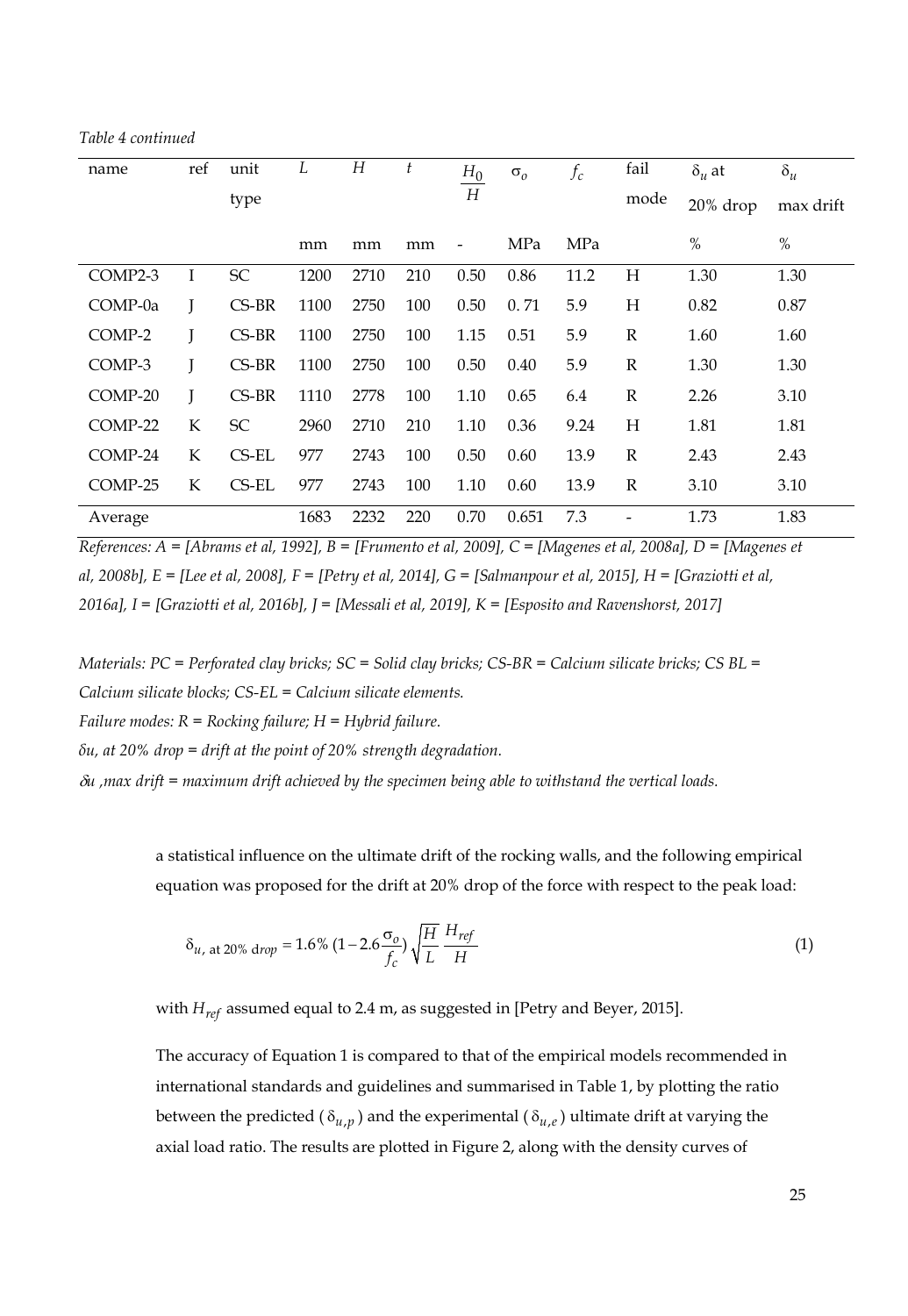*Table 4 continued*

| name | ref | unit type | $L$ | $H$ | $t$ | $\frac{H_0}{H}$ | $\sigma_o$ | $f_c$ | fail mode | $\delta_u$ at 20% drop | $\delta_u$ max drift |
|---|---|---|---|---|---|---|---|---|---|---|---|
| | | | mm | mm | mm | - | MPa | MPa | | % | % |
| COMP2-3 | I | SC | 1200 | 2710 | 210 | 0.50 | 0.86 | 11.2 | H | 1.30 | 1.30 |
| COMP-0a | J | CS-BR | 1100 | 2750 | 100 | 0.50 | 0. 71 | 5.9 | H | 0.82 | 0.87 |
| COMP-2 | J | CS-BR | 1100 | 2750 | 100 | 1.15 | 0.51 | 5.9 | R | 1.60 | 1.60 |
| COMP-3 | J | CS-BR | 1100 | 2750 | 100 | 0.50 | 0.40 | 5.9 | R | 1.30 | 1.30 |
| COMP-20 | J | CS-BR | 1110 | 2778 | 100 | 1.10 | 0.65 | 6.4 | R | 2.26 | 3.10 |
| COMP-22 | K | SC | 2960 | 2710 | 210 | 1.10 | 0.36 | 9.24 | H | 1.81 | 1.81 |
| COMP-24 | K | CS-EL | 977 | 2743 | 100 | 0.50 | 0.60 | 13.9 | R | 2.43 | 2.43 |
| COMP-25 | K | CS-EL | 977 | 2743 | 100 | 1.10 | 0.60 | 13.9 | R | 3.10 | 3.10 |
| Average | | | 1683 | 2232 | 220 | 0.70 | 0.651 | 7.3 | - | 1.73 | 1.83 |

*References: A = [Abrams et al, 1992], B = [Frumento et al, 2009], C = [Magenes et al, 2008a], D = [Magenes et al, 2008b], E = [Lee et al, 2008], F = [Petry et al, 2014], G = [Salmanpour et al, 2015], H = [Graziotti et al, 2016a], I = [Graziotti et al, 2016b], J = [Messali et al, 2019], K = [Esposito and Ravenshorst, 2017]*

*Materials: PC = Perforated clay bricks; SC = Solid clay bricks; CS-BR = Calcium silicate bricks; CS BL = Calcium silicate blocks; CS-EL = Calcium silicate elements.*

*Failure modes: R = Rocking failure; H = Hybrid failure.*

*δu, at 20% drop = drift at the point of 20% strength degradation.*

*δu ,max drift = maximum drift achieved by the specimen being able to withstand the vertical loads.*

a statistical influence on the ultimate drift of the rocking walls, and the following empirical equation was proposed for the drift at 20% drop of the force with respect to the peak load:

$$\delta_{u,\text{ at 20\% drop}} = 1.6\% \left(1 - 2.6\frac{\sigma_o}{f_c}\right)\sqrt{\frac{H}{L}}\,\frac{H_{ref}}{H} \tag{1}$$

with $H_{ref}$ assumed equal to 2.4 m, as suggested in [Petry and Beyer, 2015].

The accuracy of Equation 1 is compared to that of the empirical models recommended in international standards and guidelines and summarised in Table 1, by plotting the ratio between the predicted ($\delta_{u,p}$) and the experimental ($\delta_{u,e}$) ultimate drift at varying the axial load ratio. The results are plotted in Figure 2, along with the density curves of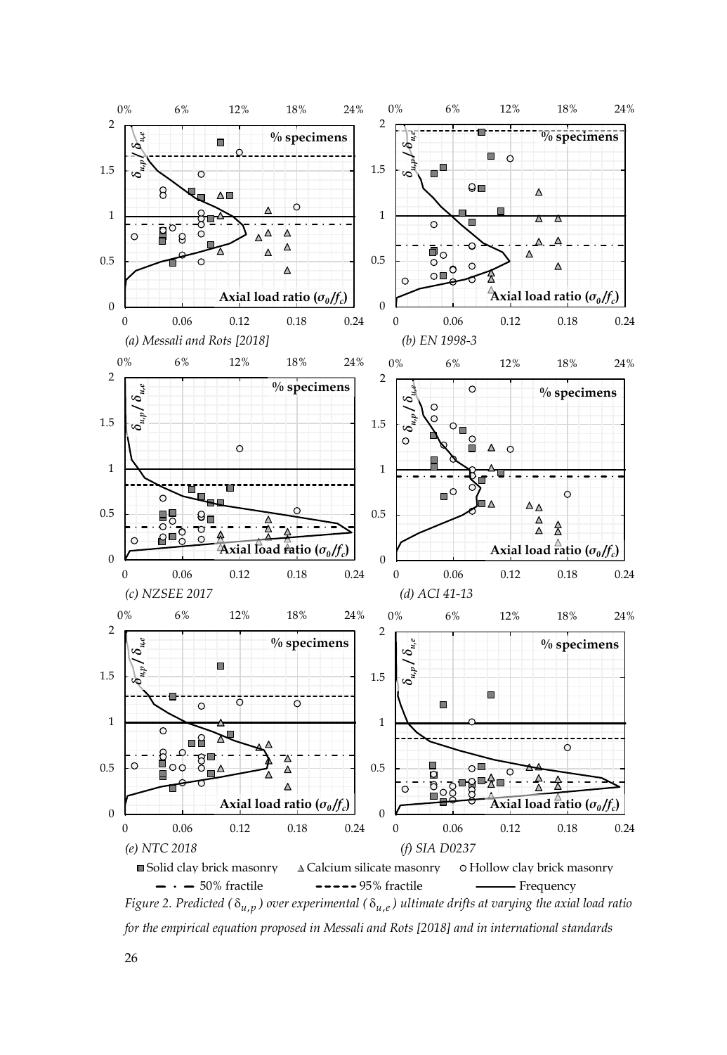0% 6% 12% 18% 24%

2

1.5

1

0.5

0

0 0.06 0.12 0.18 0.24

$\delta_{u,p} / \delta_{u,e}$

**% specimens**

**Axial load ratio ($\sigma_0/f_c$)**

*(a) Messali and Rots [2018]*

*(b) EN 1998-3*

*(c) NZSEE 2017*

*(d) ACI 41-13*

*(e) NTC 2018*

*(f) SIA D0237*

Solid clay brick masonry　Calcium silicate masonry　Hollow clay brick masonry

50% fractile　95% fractile　Frequency

*Figure 2. Predicted ( $\delta_{u,p}$ ) over experimental ( $\delta_{u,e}$ ) ultimate drifts at varying the axial load ratio for the empirical equation proposed in Messali and Rots [2018] and in international standards*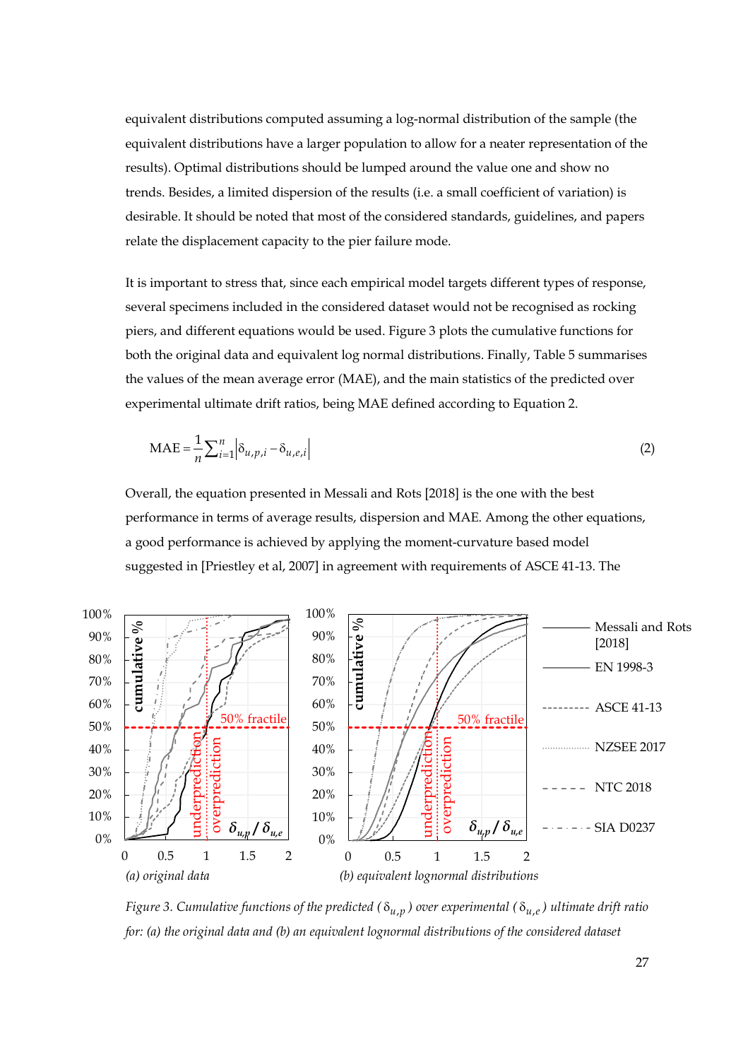equivalent distributions computed assuming a log-normal distribution of the sample (the equivalent distributions have a larger population to allow for a neater representation of the results). Optimal distributions should be lumped around the value one and show no trends. Besides, a limited dispersion of the results (i.e. a small coefficient of variation) is desirable. It should be noted that most of the considered standards, guidelines, and papers relate the displacement capacity to the pier failure mode.

It is important to stress that, since each empirical model targets different types of response, several specimens included in the considered dataset would not be recognised as rocking piers, and different equations would be used. Figure 3 plots the cumulative functions for both the original data and equivalent log normal distributions. Finally, Table 5 summarises the values of the mean average error (MAE), and the main statistics of the predicted over experimental ultimate drift ratios, being MAE defined according to Equation 2.

$$\mathrm{MAE} = \frac{1}{n}\sum_{i=1}^{n}\left|\delta_{u,p,i} - \delta_{u,e,i}\right| \tag{2}$$

Overall, the equation presented in Messali and Rots [2018] is the one with the best performance in terms of average results, dispersion and MAE. Among the other equations, a good performance is achieved by applying the moment-curvature based model suggested in [Priestley et al, 2007] in agreement with requirements of ASCE 41-13. The

cumulative %
100%
90%
80%
70%
60%
50%
40%
30%
20%
10%
0%
50% fractile
underprediction
overprediction
$\delta_{u,p} / \delta_{u,e}$
0
0.5
1
1.5
2
*(a) original data*

*(b) equivalent lognormal distributions*

Messali and Rots [2018]
EN 1998-3
ASCE 41-13
NZSEE 2017
NTC 2018
SIA D0237

*Figure 3. Cumulative functions of the predicted ( $\delta_{u,p}$ ) over experimental ( $\delta_{u,e}$ ) ultimate drift ratio for: (a) the original data and (b) an equivalent lognormal distributions of the considered dataset*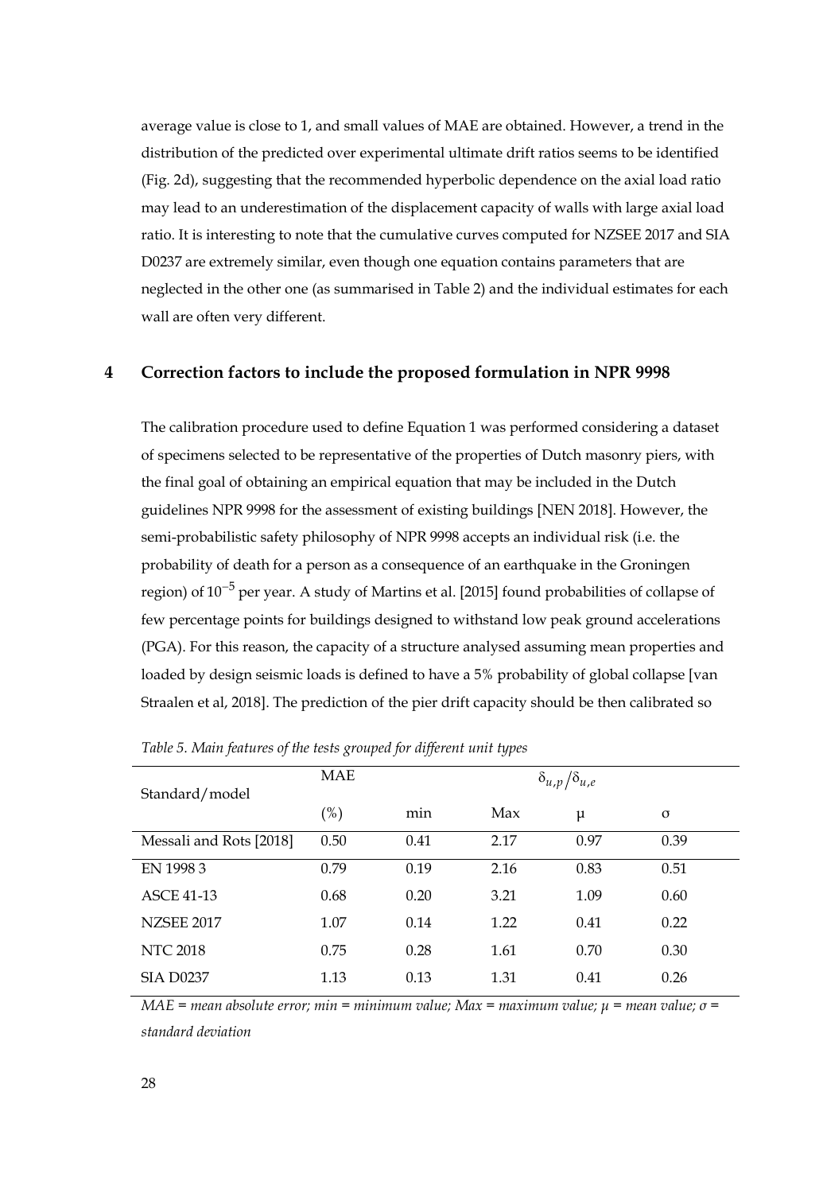average value is close to 1, and small values of MAE are obtained. However, a trend in the distribution of the predicted over experimental ultimate drift ratios seems to be identified (Fig. 2d), suggesting that the recommended hyperbolic dependence on the axial load ratio may lead to an underestimation of the displacement capacity of walls with large axial load ratio. It is interesting to note that the cumulative curves computed for NZSEE 2017 and SIA D0237 are extremely similar, even though one equation contains parameters that are neglected in the other one (as summarised in Table 2) and the individual estimates for each wall are often very different.

## 4 Correction factors to include the proposed formulation in NPR 9998

The calibration procedure used to define Equation 1 was performed considering a dataset of specimens selected to be representative of the properties of Dutch masonry piers, with the final goal of obtaining an empirical equation that may be included in the Dutch guidelines NPR 9998 for the assessment of existing buildings [NEN 2018]. However, the semi-probabilistic safety philosophy of NPR 9998 accepts an individual risk (i.e. the probability of death for a person as a consequence of an earthquake in the Groningen region) of $10^{-5}$ per year. A study of Martins et al. [2015] found probabilities of collapse of few percentage points for buildings designed to withstand low peak ground accelerations (PGA). For this reason, the capacity of a structure analysed assuming mean properties and loaded by design seismic loads is defined to have a 5% probability of global collapse [van Straalen et al, 2018]. The prediction of the pier drift capacity should be then calibrated so

*Table 5. Main features of the tests grouped for different unit types*

| Standard/model | MAE | $\delta_{u,p}/\delta_{u,e}$ | | | |
|---|---|---|---|---|---|
| | (%) | min | Max | μ | σ |
| Messali and Rots [2018] | 0.50 | 0.41 | 2.17 | 0.97 | 0.39 |
| EN 1998 3 | 0.79 | 0.19 | 2.16 | 0.83 | 0.51 |
| ASCE 41-13 | 0.68 | 0.20 | 3.21 | 1.09 | 0.60 |
| NZSEE 2017 | 1.07 | 0.14 | 1.22 | 0.41 | 0.22 |
| NTC 2018 | 0.75 | 0.28 | 1.61 | 0.70 | 0.30 |
| SIA D0237 | 1.13 | 0.13 | 1.31 | 0.41 | 0.26 |

*MAE = mean absolute error; min = minimum value; Max = maximum value; μ = mean value; σ = standard deviation*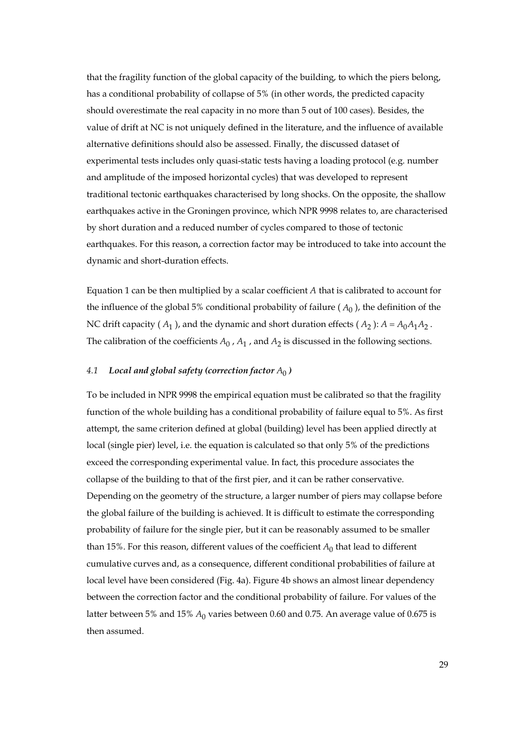that the fragility function of the global capacity of the building, to which the piers belong, has a conditional probability of collapse of 5% (in other words, the predicted capacity should overestimate the real capacity in no more than 5 out of 100 cases). Besides, the value of drift at NC is not uniquely defined in the literature, and the influence of available alternative definitions should also be assessed. Finally, the discussed dataset of experimental tests includes only quasi-static tests having a loading protocol (e.g. number and amplitude of the imposed horizontal cycles) that was developed to represent traditional tectonic earthquakes characterised by long shocks. On the opposite, the shallow earthquakes active in the Groningen province, which NPR 9998 relates to, are characterised by short duration and a reduced number of cycles compared to those of tectonic earthquakes. For this reason, a correction factor may be introduced to take into account the dynamic and short-duration effects.

Equation 1 can be then multiplied by a scalar coefficient $A$ that is calibrated to account for the influence of the global 5% conditional probability of failure ( $A_0$ ), the definition of the NC drift capacity ( $A_1$ ), and the dynamic and short duration effects ( $A_2$ ): $A = A_0 A_1 A_2$ . The calibration of the coefficients $A_0$ , $A_1$ , and $A_2$ is discussed in the following sections.

### *4.1 **Local and global safety (correction factor $A_0$ )***

To be included in NPR 9998 the empirical equation must be calibrated so that the fragility function of the whole building has a conditional probability of failure equal to 5%. As first attempt, the same criterion defined at global (building) level has been applied directly at local (single pier) level, i.e. the equation is calculated so that only 5% of the predictions exceed the corresponding experimental value. In fact, this procedure associates the collapse of the building to that of the first pier, and it can be rather conservative. Depending on the geometry of the structure, a larger number of piers may collapse before the global failure of the building is achieved. It is difficult to estimate the corresponding probability of failure for the single pier, but it can be reasonably assumed to be smaller than 15%. For this reason, different values of the coefficient $A_0$ that lead to different cumulative curves and, as a consequence, different conditional probabilities of failure at local level have been considered (Fig. 4a). Figure 4b shows an almost linear dependency between the correction factor and the conditional probability of failure. For values of the latter between 5% and 15% $A_0$ varies between 0.60 and 0.75. An average value of 0.675 is then assumed.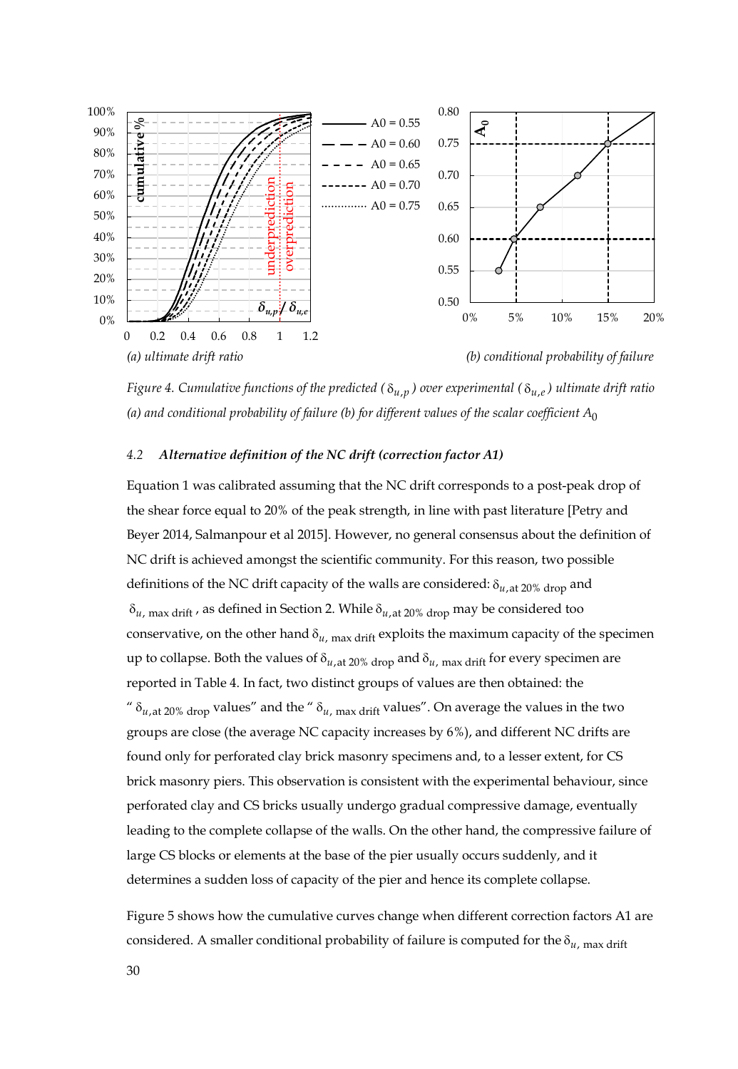100%
90%
80%
70%
60%
50%
40%
30%
20%
10%
0%

cumulative %

underprediction
overprediction

$\delta_{u,p}/\delta_{u,e}$

0 0.2 0.4 0.6 0.8 1 1.2

A0 = 0.55
A0 = 0.60
A0 = 0.65
A0 = 0.70
A0 = 0.75

0.80
0.75
0.70
0.65
0.60
0.55
0.50

$A_0$

0% 5% 10% 15% 20%

*(a) ultimate drift ratio*

*(b) conditional probability of failure*

*Figure 4. Cumulative functions of the predicted ( $\delta_{u,p}$ ) over experimental ( $\delta_{u,e}$ ) ultimate drift ratio (a) and conditional probability of failure (b) for different values of the scalar coefficient $A_0$*

#### *4.2 Alternative definition of the NC drift (correction factor A1)*

Equation 1 was calibrated assuming that the NC drift corresponds to a post-peak drop of the shear force equal to 20% of the peak strength, in line with past literature [Petry and Beyer 2014, Salmanpour et al 2015]. However, no general consensus about the definition of NC drift is achieved amongst the scientific community. For this reason, two possible definitions of the NC drift capacity of the walls are considered: $\delta_{u,\text{at 20\% drop}}$ and $\delta_{u,\text{ max drift}}$, as defined in Section 2. While $\delta_{u,\text{at 20\% drop}}$ may be considered too conservative, on the other hand $\delta_{u,\text{ max drift}}$ exploits the maximum capacity of the specimen up to collapse. Both the values of $\delta_{u,\text{at 20\% drop}}$ and $\delta_{u,\text{ max drift}}$ for every specimen are reported in Table 4. In fact, two distinct groups of values are then obtained: the " $\delta_{u,\text{at 20\% drop}}$ values" and the " $\delta_{u,\text{ max drift}}$ values". On average the values in the two groups are close (the average NC capacity increases by 6%), and different NC drifts are found only for perforated clay brick masonry specimens and, to a lesser extent, for CS brick masonry piers. This observation is consistent with the experimental behaviour, since perforated clay and CS bricks usually undergo gradual compressive damage, eventually leading to the complete collapse of the walls. On the other hand, the compressive failure of large CS blocks or elements at the base of the pier usually occurs suddenly, and it determines a sudden loss of capacity of the pier and hence its complete collapse.

Figure 5 shows how the cumulative curves change when different correction factors A1 are considered. A smaller conditional probability of failure is computed for the $\delta_{u,\text{ max drift}}$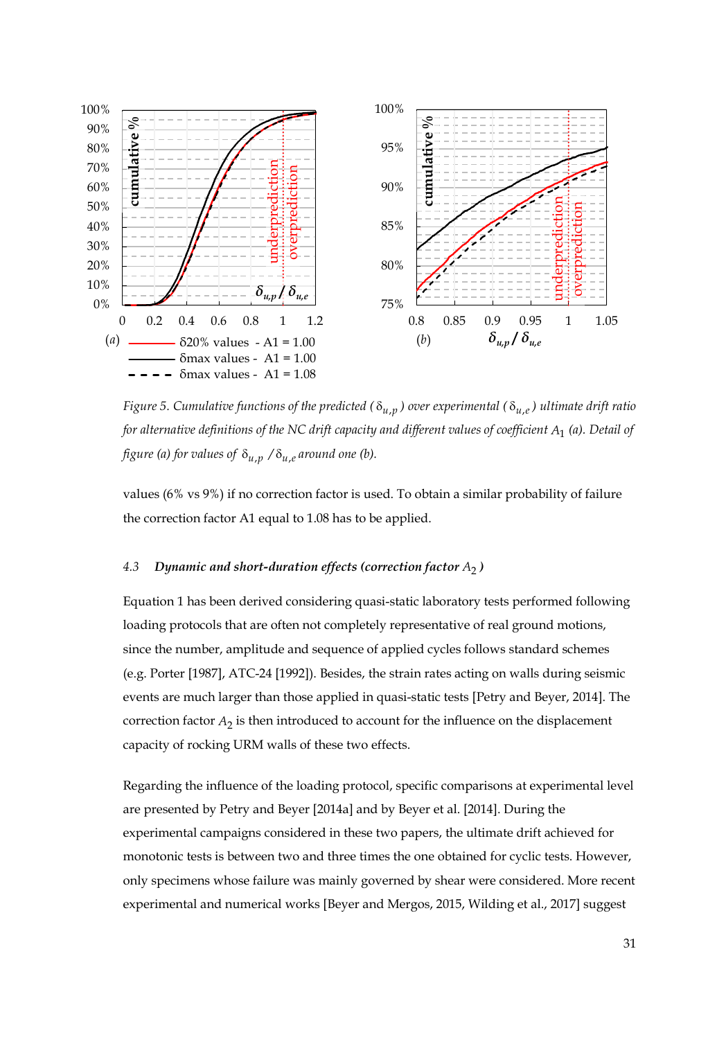100%
90%
80%
70%
60%
50%
40%
30%
20%
10%
0%

cumulative %

underprediction
overprediction

$\delta_{u,p} / \delta_{u,e}$

0 0.2 0.4 0.6 0.8 1 1.2

(a)

δ20% values - A1 = 1.00

δmax values - A1 = 1.00

δmax values - A1 = 1.08

100%
95%
90%
85%
80%
75%

cumulative %

underprediction
overprediction

0.8 0.85 0.9 0.95 1 1.05

(b)

$\delta_{u,p} / \delta_{u,e}$

*Figure 5. Cumulative functions of the predicted ( $\delta_{u,p}$ ) over experimental ( $\delta_{u,e}$ ) ultimate drift ratio for alternative definitions of the NC drift capacity and different values of coefficient $A_1$ (a). Detail of figure (a) for values of $\delta_{u,p}$ / $\delta_{u,e}$ around one (b).*

values (6% vs 9%) if no correction factor is used. To obtain a similar probability of failure the correction factor A1 equal to 1.08 has to be applied.

### 4.3 *Dynamic and short-duration effects (correction factor $A_2$ )*

Equation 1 has been derived considering quasi-static laboratory tests performed following loading protocols that are often not completely representative of real ground motions, since the number, amplitude and sequence of applied cycles follows standard schemes (e.g. Porter [1987], ATC-24 [1992]). Besides, the strain rates acting on walls during seismic events are much larger than those applied in quasi-static tests [Petry and Beyer, 2014]. The correction factor $A_2$ is then introduced to account for the influence on the displacement capacity of rocking URM walls of these two effects.

Regarding the influence of the loading protocol, specific comparisons at experimental level are presented by Petry and Beyer [2014a] and by Beyer et al. [2014]. During the experimental campaigns considered in these two papers, the ultimate drift achieved for monotonic tests is between two and three times the one obtained for cyclic tests. However, only specimens whose failure was mainly governed by shear were considered. More recent experimental and numerical works [Beyer and Mergos, 2015, Wilding et al., 2017] suggest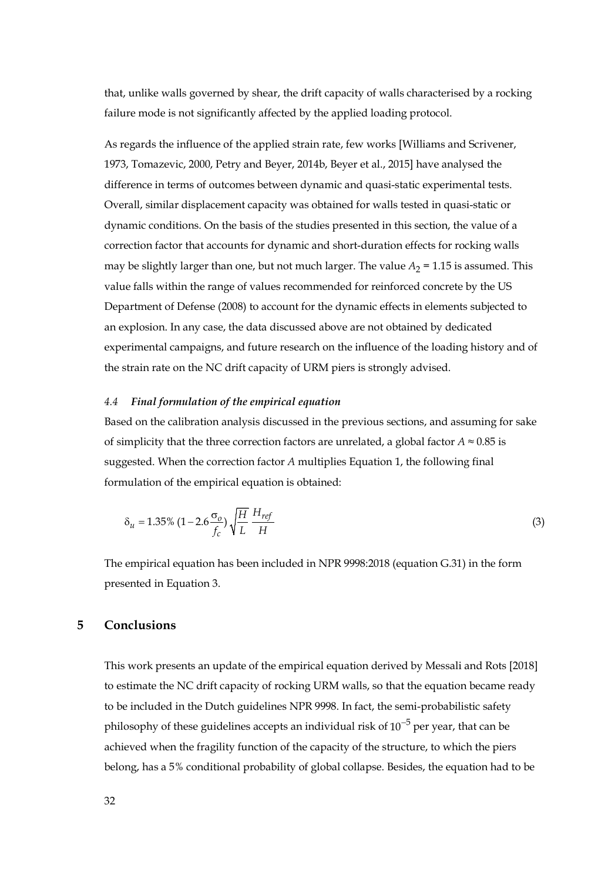that, unlike walls governed by shear, the drift capacity of walls characterised by a rocking failure mode is not significantly affected by the applied loading protocol.

As regards the influence of the applied strain rate, few works [Williams and Scrivener, 1973, Tomazevic, 2000, Petry and Beyer, 2014b, Beyer et al., 2015] have analysed the difference in terms of outcomes between dynamic and quasi-static experimental tests. Overall, similar displacement capacity was obtained for walls tested in quasi-static or dynamic conditions. On the basis of the studies presented in this section, the value of a correction factor that accounts for dynamic and short-duration effects for rocking walls may be slightly larger than one, but not much larger. The value $A_2 = 1.15$ is assumed. This value falls within the range of values recommended for reinforced concrete by the US Department of Defense (2008) to account for the dynamic effects in elements subjected to an explosion. In any case, the data discussed above are not obtained by dedicated experimental campaigns, and future research on the influence of the loading history and of the strain rate on the NC drift capacity of URM piers is strongly advised.

### 4.4 *Final formulation of the empirical equation*

Based on the calibration analysis discussed in the previous sections, and assuming for sake of simplicity that the three correction factors are unrelated, a global factor $A \approx 0.85$ is suggested. When the correction factor $A$ multiplies Equation 1, the following final formulation of the empirical equation is obtained:

$$\delta_u = 1.35\% \, (1 - 2.6 \frac{\sigma_o}{f_c}) \sqrt{\frac{H}{L}} \frac{H_{ref}}{H} \tag{3}$$

The empirical equation has been included in NPR 9998:2018 (equation G.31) in the form presented in Equation 3.

## 5 Conclusions

This work presents an update of the empirical equation derived by Messali and Rots [2018] to estimate the NC drift capacity of rocking URM walls, so that the equation became ready to be included in the Dutch guidelines NPR 9998. In fact, the semi-probabilistic safety philosophy of these guidelines accepts an individual risk of $10^{-5}$ per year, that can be achieved when the fragility function of the capacity of the structure, to which the piers belong, has a 5% conditional probability of global collapse. Besides, the equation had to be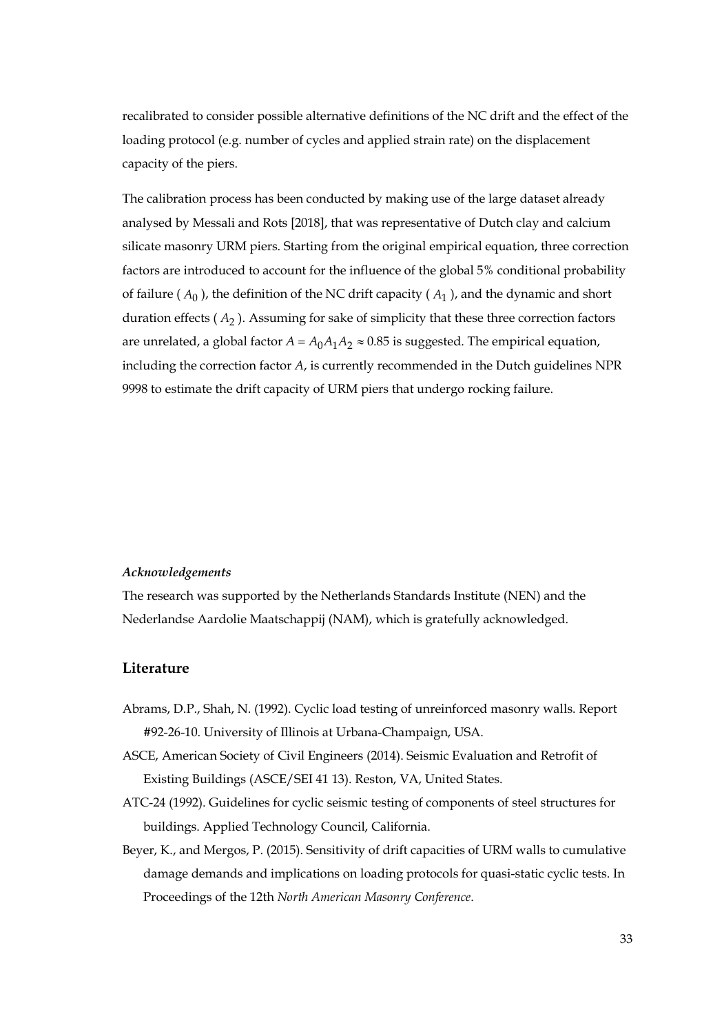recalibrated to consider possible alternative definitions of the NC drift and the effect of the loading protocol (e.g. number of cycles and applied strain rate) on the displacement capacity of the piers.

The calibration process has been conducted by making use of the large dataset already analysed by Messali and Rots [2018], that was representative of Dutch clay and calcium silicate masonry URM piers. Starting from the original empirical equation, three correction factors are introduced to account for the influence of the global 5% conditional probability of failure ( $A_0$ ), the definition of the NC drift capacity ( $A_1$ ), and the dynamic and short duration effects ( $A_2$ ). Assuming for sake of simplicity that these three correction factors are unrelated, a global factor $A = A_0 A_1 A_2 \approx 0.85$ is suggested. The empirical equation, including the correction factor $A$, is currently recommended in the Dutch guidelines NPR 9998 to estimate the drift capacity of URM piers that undergo rocking failure.

***Acknowledgements***

The research was supported by the Netherlands Standards Institute (NEN) and the Nederlandse Aardolie Maatschappij (NAM), which is gratefully acknowledged.

## Literature

Abrams, D.P., Shah, N. (1992). Cyclic load testing of unreinforced masonry walls. Report #92-26-10. University of Illinois at Urbana-Champaign, USA.

ASCE, American Society of Civil Engineers (2014). Seismic Evaluation and Retrofit of Existing Buildings (ASCE/SEI 41 13). Reston, VA, United States.

ATC-24 (1992). Guidelines for cyclic seismic testing of components of steel structures for buildings. Applied Technology Council, California.

Beyer, K., and Mergos, P. (2015). Sensitivity of drift capacities of URM walls to cumulative damage demands and implications on loading protocols for quasi-static cyclic tests. In Proceedings of the 12th *North American Masonry Conference*.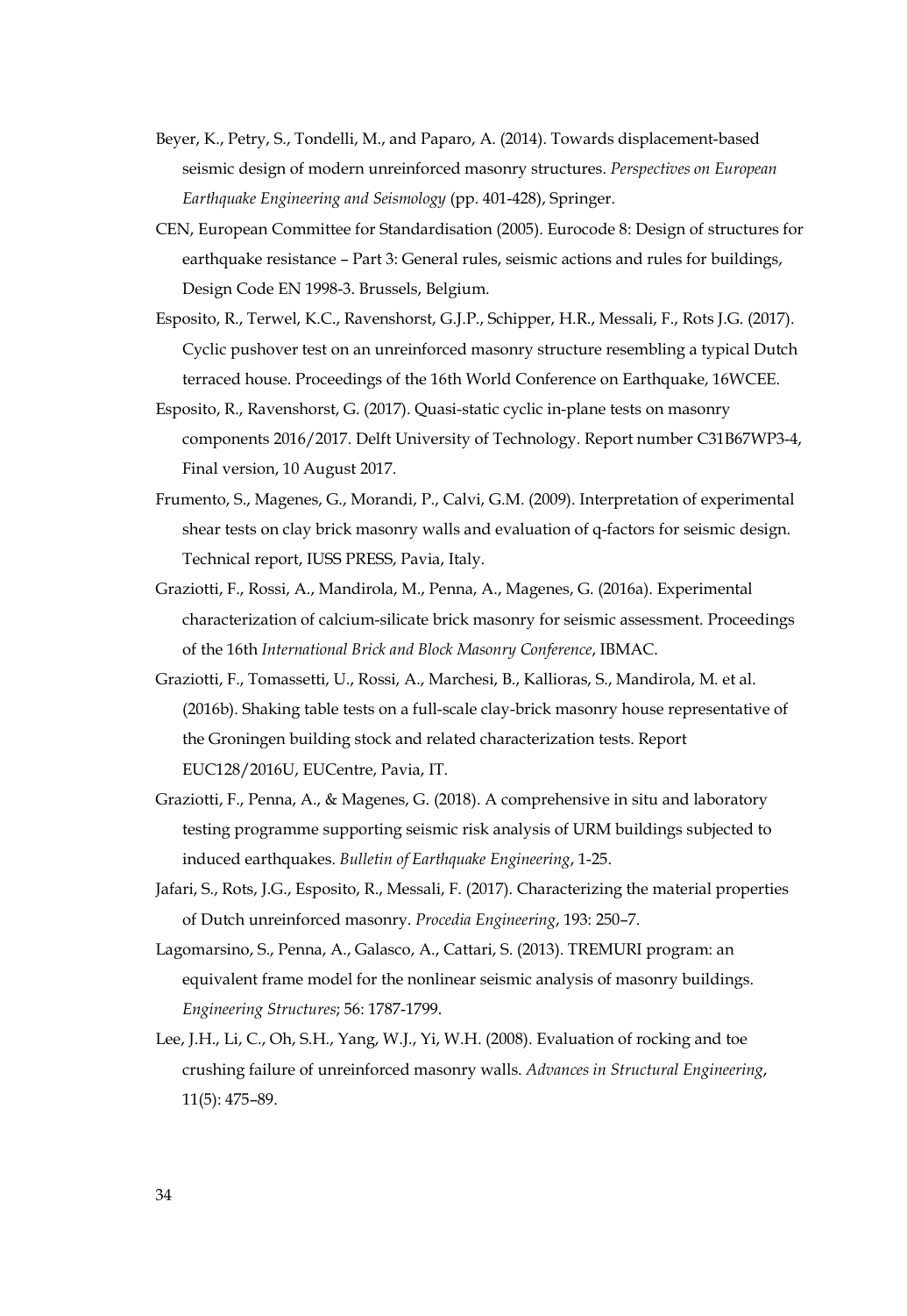Beyer, K., Petry, S., Tondelli, M., and Paparo, A. (2014). Towards displacement-based seismic design of modern unreinforced masonry structures. *Perspectives on European Earthquake Engineering and Seismology* (pp. 401-428), Springer.

CEN, European Committee for Standardisation (2005). Eurocode 8: Design of structures for earthquake resistance – Part 3: General rules, seismic actions and rules for buildings, Design Code EN 1998-3. Brussels, Belgium.

Esposito, R., Terwel, K.C., Ravenshorst, G.J.P., Schipper, H.R., Messali, F., Rots J.G. (2017). Cyclic pushover test on an unreinforced masonry structure resembling a typical Dutch terraced house. Proceedings of the 16th World Conference on Earthquake, 16WCEE.

Esposito, R., Ravenshorst, G. (2017). Quasi-static cyclic in-plane tests on masonry components 2016/2017. Delft University of Technology. Report number C31B67WP3-4, Final version, 10 August 2017.

Frumento, S., Magenes, G., Morandi, P., Calvi, G.M. (2009). Interpretation of experimental shear tests on clay brick masonry walls and evaluation of q-factors for seismic design. Technical report, IUSS PRESS, Pavia, Italy.

Graziotti, F., Rossi, A., Mandirola, M., Penna, A., Magenes, G. (2016a). Experimental characterization of calcium-silicate brick masonry for seismic assessment. Proceedings of the 16th *International Brick and Block Masonry Conference*, IBMAC.

Graziotti, F., Tomassetti, U., Rossi, A., Marchesi, B., Kallioras, S., Mandirola, M. et al. (2016b). Shaking table tests on a full-scale clay-brick masonry house representative of the Groningen building stock and related characterization tests. Report EUC128/2016U, EUCentre, Pavia, IT.

Graziotti, F., Penna, A., & Magenes, G. (2018). A comprehensive in situ and laboratory testing programme supporting seismic risk analysis of URM buildings subjected to induced earthquakes. *Bulletin of Earthquake Engineering*, 1-25.

Jafari, S., Rots, J.G., Esposito, R., Messali, F. (2017). Characterizing the material properties of Dutch unreinforced masonry. *Procedia Engineering*, 193: 250–7.

Lagomarsino, S., Penna, A., Galasco, A., Cattari, S. (2013). TREMURI program: an equivalent frame model for the nonlinear seismic analysis of masonry buildings. *Engineering Structures*; 56: 1787-1799.

Lee, J.H., Li, C., Oh, S.H., Yang, W.J., Yi, W.H. (2008). Evaluation of rocking and toe crushing failure of unreinforced masonry walls. *Advances in Structural Engineering*, 11(5): 475–89.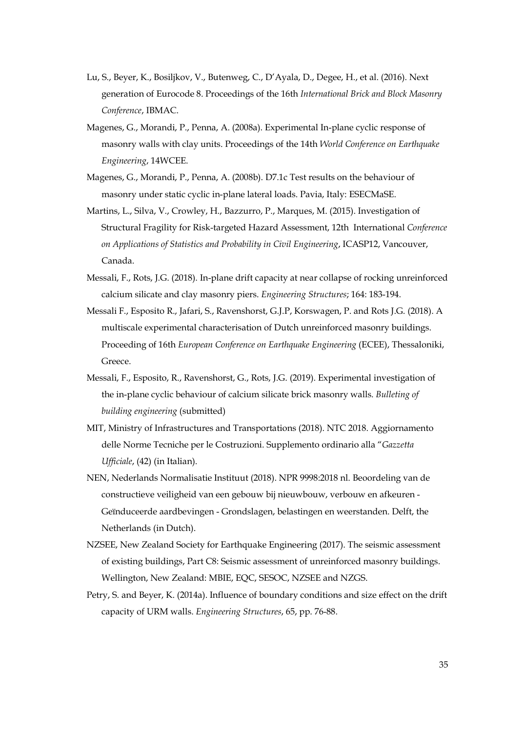Lu, S., Beyer, K., Bosiljkov, V., Butenweg, C., D'Ayala, D., Degee, H., et al. (2016). Next generation of Eurocode 8. Proceedings of the 16th *International Brick and Block Masonry Conference*, IBMAC.

Magenes, G., Morandi, P., Penna, A. (2008a). Experimental In-plane cyclic response of masonry walls with clay units. Proceedings of the 14th *World Conference on Earthquake Engineering*, 14WCEE.

Magenes, G., Morandi, P., Penna, A. (2008b). D7.1c Test results on the behaviour of masonry under static cyclic in-plane lateral loads. Pavia, Italy: ESECMaSE.

Martins, L., Silva, V., Crowley, H., Bazzurro, P., Marques, M. (2015). Investigation of Structural Fragility for Risk-targeted Hazard Assessment, 12th International *Conference on Applications of Statistics and Probability in Civil Engineering*, ICASP12, Vancouver, Canada.

Messali, F., Rots, J.G. (2018). In-plane drift capacity at near collapse of rocking unreinforced calcium silicate and clay masonry piers. *Engineering Structures*; 164: 183-194.

Messali F., Esposito R., Jafari, S., Ravenshorst, G.J.P, Korswagen, P. and Rots J.G. (2018). A multiscale experimental characterisation of Dutch unreinforced masonry buildings. Proceeding of 16th *European Conference on Earthquake Engineering* (ECEE), Thessaloniki, Greece.

Messali, F., Esposito, R., Ravenshorst, G., Rots, J.G. (2019). Experimental investigation of the in-plane cyclic behaviour of calcium silicate brick masonry walls. *Bulleting of building engineering* (submitted)

MIT, Ministry of Infrastructures and Transportations (2018). NTC 2018. Aggiornamento delle Norme Tecniche per le Costruzioni. Supplemento ordinario alla "*Gazzetta Ufficiale*, (42) (in Italian).

NEN, Nederlands Normalisatie Instituut (2018). NPR 9998:2018 nl. Beoordeling van de constructieve veiligheid van een gebouw bij nieuwbouw, verbouw en afkeuren - Geïnduceerde aardbevingen - Grondslagen, belastingen en weerstanden. Delft, the Netherlands (in Dutch).

NZSEE, New Zealand Society for Earthquake Engineering (2017). The seismic assessment of existing buildings, Part C8: Seismic assessment of unreinforced masonry buildings. Wellington, New Zealand: MBIE, EQC, SESOC, NZSEE and NZGS.

Petry, S. and Beyer, K. (2014a). Influence of boundary conditions and size effect on the drift capacity of URM walls. *Engineering Structures*, 65, pp. 76-88.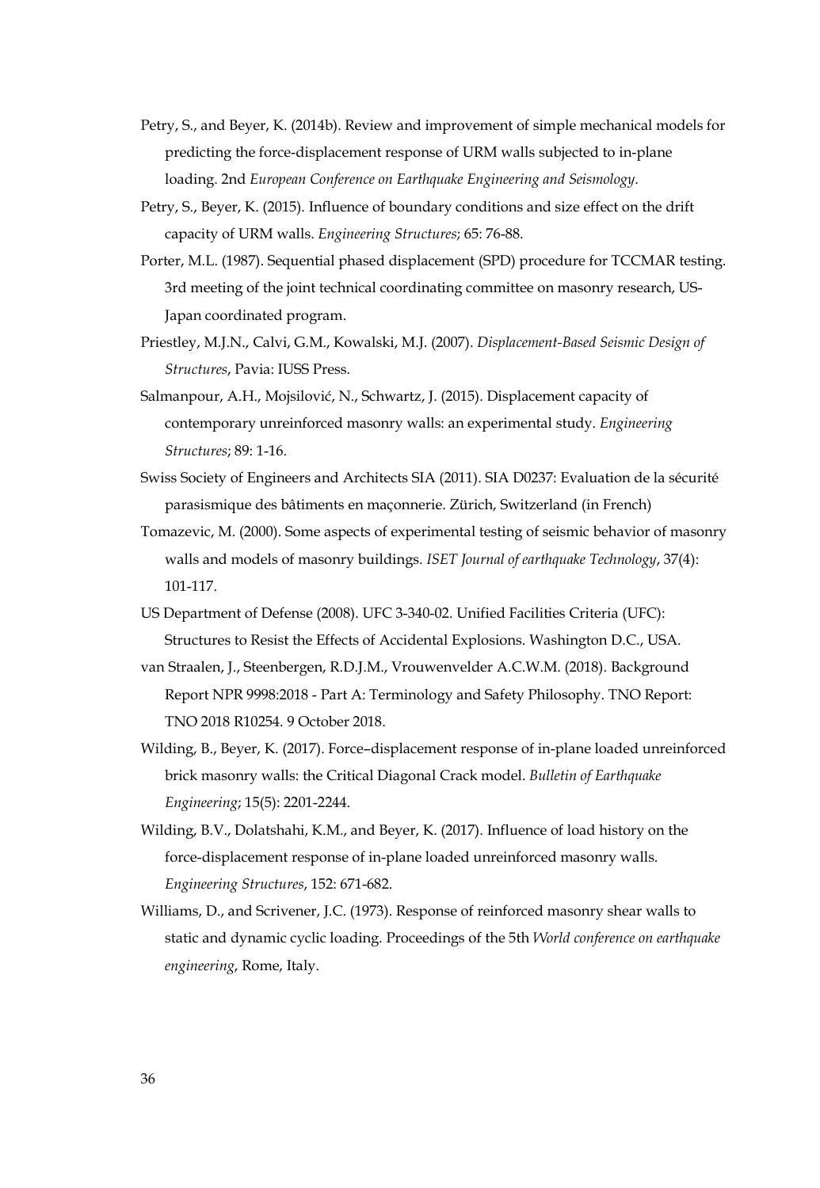Petry, S., and Beyer, K. (2014b). Review and improvement of simple mechanical models for predicting the force-displacement response of URM walls subjected to in-plane loading. 2nd *European Conference on Earthquake Engineering and Seismology*.

Petry, S., Beyer, K. (2015). Influence of boundary conditions and size effect on the drift capacity of URM walls. *Engineering Structures*; 65: 76-88.

Porter, M.L. (1987). Sequential phased displacement (SPD) procedure for TCCMAR testing. 3rd meeting of the joint technical coordinating committee on masonry research, US-Japan coordinated program.

Priestley, M.J.N., Calvi, G.M., Kowalski, M.J. (2007). *Displacement-Based Seismic Design of Structures*, Pavia: IUSS Press.

Salmanpour, A.H., Mojsilović, N., Schwartz, J. (2015). Displacement capacity of contemporary unreinforced masonry walls: an experimental study. *Engineering Structures*; 89: 1-16.

Swiss Society of Engineers and Architects SIA (2011). SIA D0237: Evaluation de la sécurité parasismique des bâtiments en maçonnerie. Zürich, Switzerland (in French)

Tomazevic, M. (2000). Some aspects of experimental testing of seismic behavior of masonry walls and models of masonry buildings. *ISET Journal of earthquake Technology*, 37(4): 101-117.

US Department of Defense (2008). UFC 3-340-02. Unified Facilities Criteria (UFC): Structures to Resist the Effects of Accidental Explosions. Washington D.C., USA.

van Straalen, J., Steenbergen, R.D.J.M., Vrouwenvelder A.C.W.M. (2018). Background Report NPR 9998:2018 - Part A: Terminology and Safety Philosophy. TNO Report: TNO 2018 R10254. 9 October 2018.

Wilding, B., Beyer, K. (2017). Force–displacement response of in-plane loaded unreinforced brick masonry walls: the Critical Diagonal Crack model. *Bulletin of Earthquake Engineering*; 15(5): 2201-2244.

Wilding, B.V., Dolatshahi, K.M., and Beyer, K. (2017). Influence of load history on the force-displacement response of in-plane loaded unreinforced masonry walls. *Engineering Structures*, 152: 671-682.

Williams, D., and Scrivener, J.C. (1973). Response of reinforced masonry shear walls to static and dynamic cyclic loading. Proceedings of the 5th *World conference on earthquake engineering*, Rome, Italy.